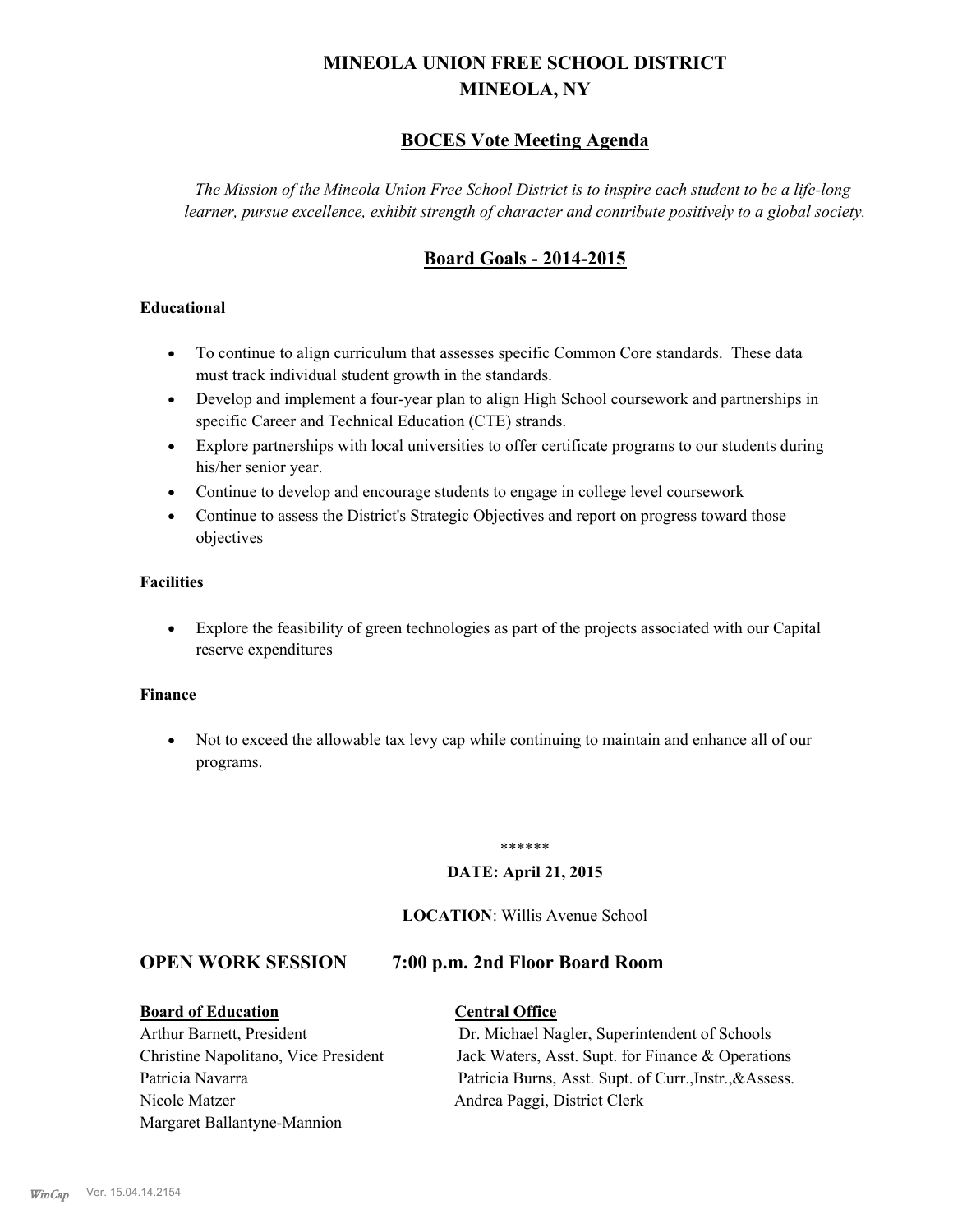# MINEOLA UNION FREE SCHOOL DISTRICT
# MINEOLA, NY

## BOCES Vote Meeting Agenda

*The Mission of the Mineola Union Free School District is to inspire each student to be a life-long learner, pursue excellence, exhibit strength of character and contribute positively to a global society.*

## Board Goals - 2014-2015

**Educational**

- To continue to align curriculum that assesses specific Common Core standards. These data must track individual student growth in the standards.
- Develop and implement a four-year plan to align High School coursework and partnerships in specific Career and Technical Education (CTE) strands.
- Explore partnerships with local universities to offer certificate programs to our students during his/her senior year.
- Continue to develop and encourage students to engage in college level coursework
- Continue to assess the District's Strategic Objectives and report on progress toward those objectives

**Facilities**

- Explore the feasibility of green technologies as part of the projects associated with our Capital reserve expenditures

**Finance**

- Not to exceed the allowable tax levy cap while continuing to maintain and enhance all of our programs.

******

**DATE: April 21, 2015**

**LOCATION**: Willis Avenue School

## OPEN WORK SESSION 7:00 p.m. 2nd Floor Board Room

| **Board of Education** | **Central Office** |
|---|---|
| Arthur Barnett, President | Dr. Michael Nagler, Superintendent of Schools |
| Christine Napolitano, Vice President | Jack Waters, Asst. Supt. for Finance & Operations |
| Patricia Navarra | Patricia Burns, Asst. Supt. of Curr.,Instr.,&Assess. |
| Nicole Matzer | Andrea Paggi, District Clerk |
| Margaret Ballantyne-Mannion | |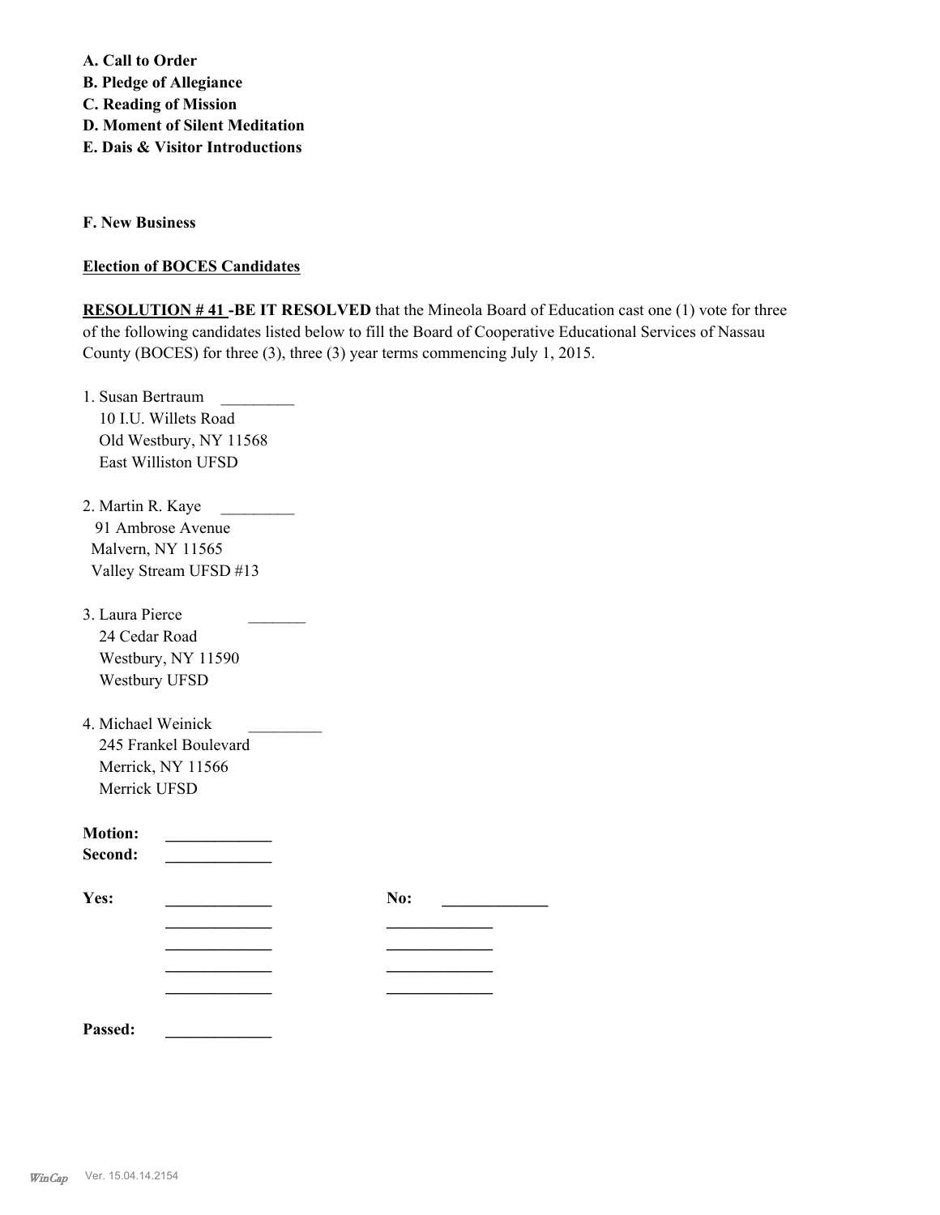**A. Call to Order**
**B. Pledge of Allegiance**
**C. Reading of Mission**
**D. Moment of Silent Meditation**
**E. Dais & Visitor Introductions**

**F. New Business**

**Election of BOCES Candidates**

**RESOLUTION # 41 -BE IT RESOLVED** that the Mineola Board of Education cast one (1) vote for three of the following candidates listed below to fill the Board of Cooperative Educational Services of Nassau County (BOCES) for three (3), three (3) year terms commencing July 1, 2015.

1. Susan Bertraum _________
   10 I.U. Willets Road
   Old Westbury, NY 11568
   East Williston UFSD

2. Martin R. Kaye _________
   91 Ambrose Avenue
   Malvern, NY 11565
   Valley Stream UFSD #13

3. Laura Pierce _______
   24 Cedar Road
   Westbury, NY 11590
   Westbury UFSD

4. Michael Weinick _________
   245 Frankel Boulevard
   Merrick, NY 11566
   Merrick UFSD

**Motion:** _____________
**Second:** _____________

| **Yes:** | _____________ | **No:** | _____________ |
|---|---|---|---|
| | _____________ | | _____________ |
| | _____________ | | _____________ |
| | _____________ | | _____________ |
| | _____________ | | _____________ |

**Passed:** _____________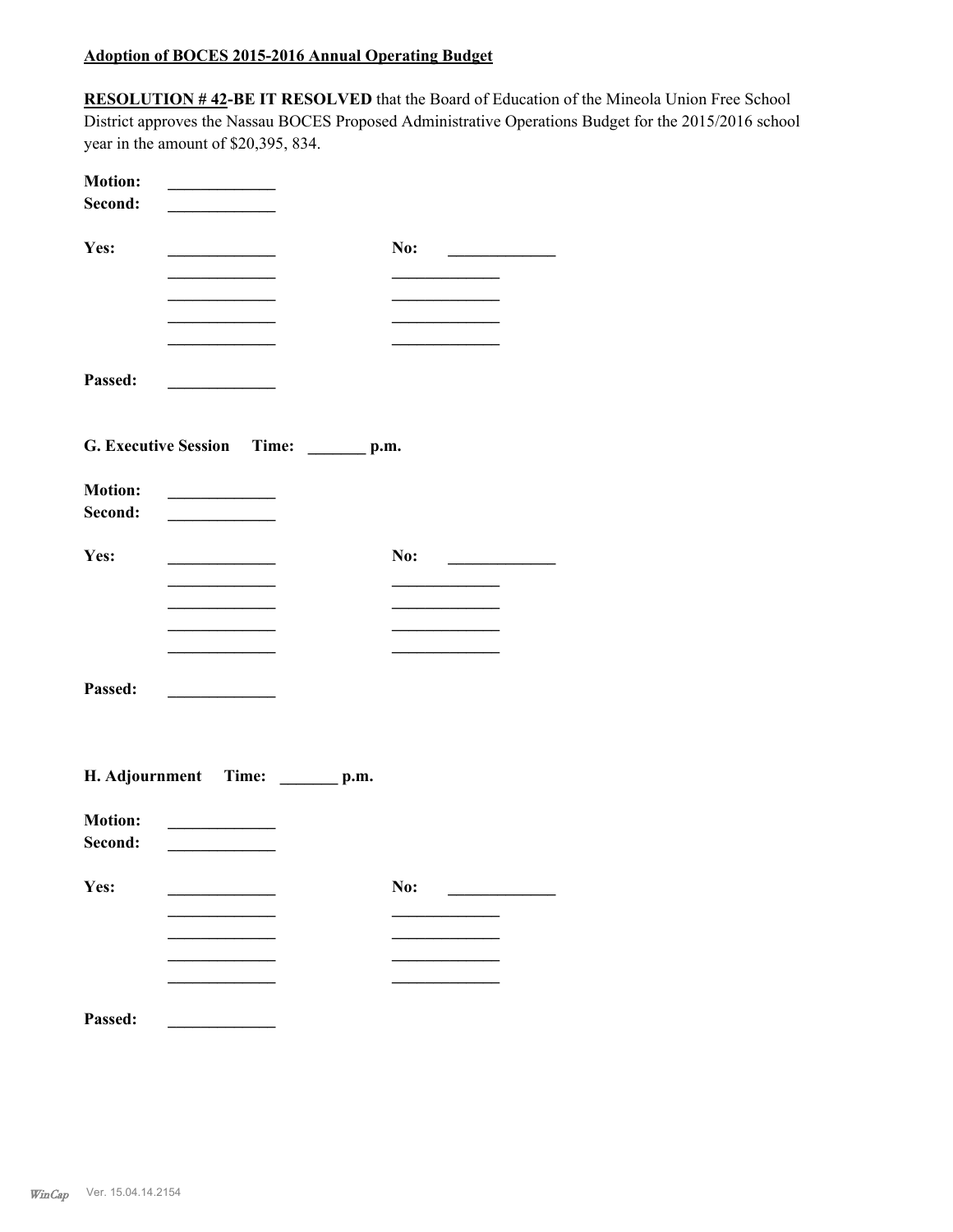**Adoption of BOCES 2015-2016 Annual Operating Budget**

**RESOLUTION # 42-BE IT RESOLVED** that the Board of Education of the Mineola Union Free School District approves the Nassau BOCES Proposed Administrative Operations Budget for the 2015/2016 school year in the amount of $20,395, 834.

**Motion:** _____________
**Second:** _____________

| | | | |
|---|---|---|---|
| **Yes:** | _____________ | **No:** | _____________ |
| | _____________ | | _____________ |
| | _____________ | | _____________ |
| | _____________ | | _____________ |
| | _____________ | | _____________ |

**Passed:** _____________

**G. Executive Session Time: _______ p.m.**

**Motion:** _____________
**Second:** _____________

| | | | |
|---|---|---|---|
| **Yes:** | _____________ | **No:** | _____________ |
| | _____________ | | _____________ |
| | _____________ | | _____________ |
| | _____________ | | _____________ |
| | _____________ | | _____________ |

**Passed:** _____________

**H. Adjournment Time: _______ p.m.**

**Motion:** _____________
**Second:** _____________

| | | | |
|---|---|---|---|
| **Yes:** | _____________ | **No:** | _____________ |
| | _____________ | | _____________ |
| | _____________ | | _____________ |
| | _____________ | | _____________ |
| | _____________ | | _____________ |

**Passed:** _____________